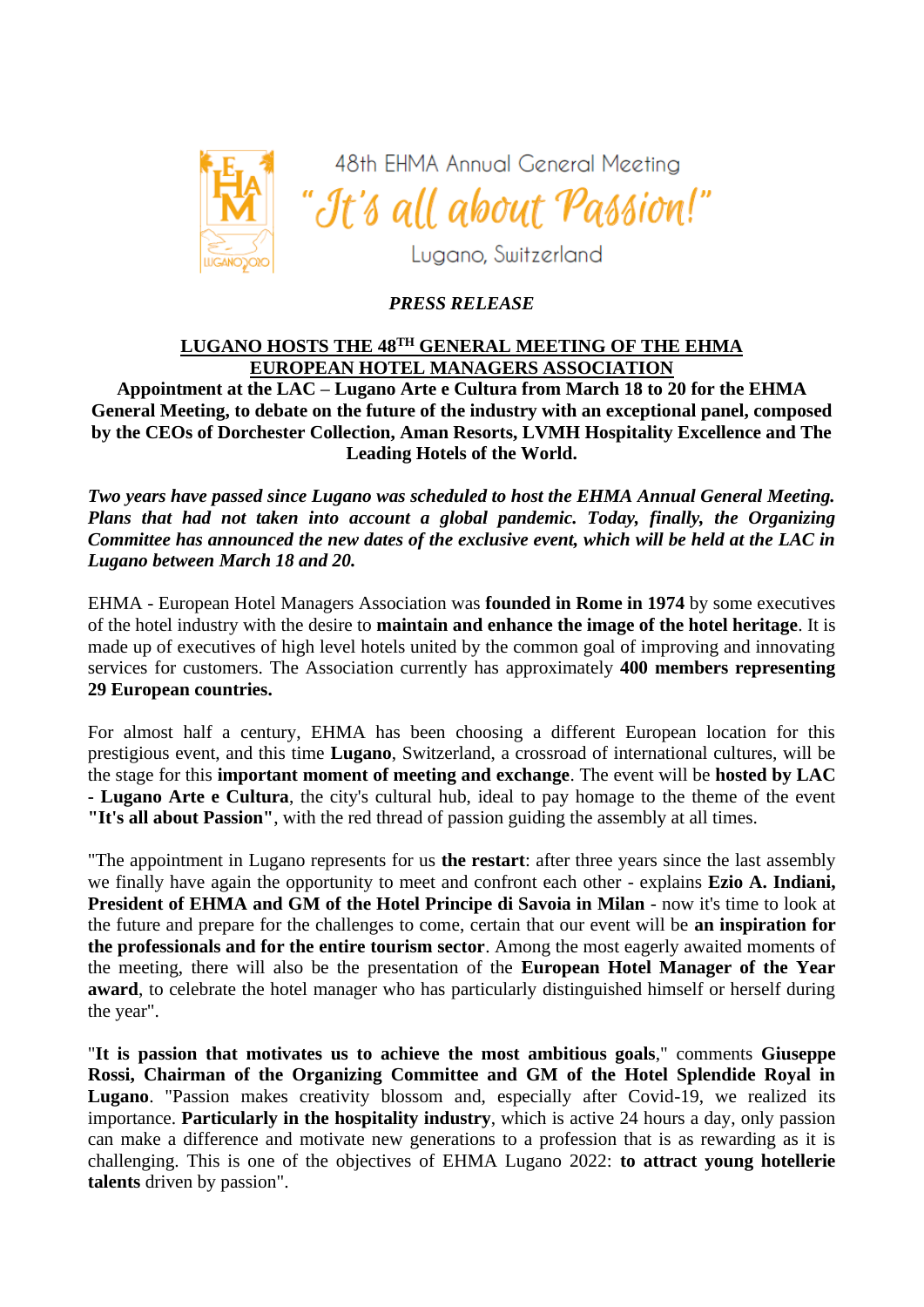48th EHMA Annual General Meeting

*"It's all about Passion!"*

Lugano, Switzerland

*PRESS RELEASE*

## LUGANO HOSTS THE 48TH GENERAL MEETING OF THE EHMA EUROPEAN HOTEL MANAGERS ASSOCIATION

**Appointment at the LAC – Lugano Arte e Cultura from March 18 to 20 for the EHMA General Meeting, to debate on the future of the industry with an exceptional panel, composed by the CEOs of Dorchester Collection, Aman Resorts, LVMH Hospitality Excellence and The Leading Hotels of the World.**

***Two years have passed since Lugano was scheduled to host the EHMA Annual General Meeting. Plans that had not taken into account a global pandemic. Today, finally, the Organizing Committee has announced the new dates of the exclusive event, which will be held at the LAC in Lugano between March 18 and 20.***

EHMA - European Hotel Managers Association was **founded in Rome in 1974** by some executives of the hotel industry with the desire to **maintain and enhance the image of the hotel heritage**. It is made up of executives of high level hotels united by the common goal of improving and innovating services for customers. The Association currently has approximately **400 members representing 29 European countries.**

For almost half a century, EHMA has been choosing a different European location for this prestigious event, and this time **Lugano**, Switzerland, a crossroad of international cultures, will be the stage for this **important moment of meeting and exchange**. The event will be **hosted by LAC - Lugano Arte e Cultura**, the city's cultural hub, ideal to pay homage to the theme of the event **"It's all about Passion"**, with the red thread of passion guiding the assembly at all times.

"The appointment in Lugano represents for us **the restart**: after three years since the last assembly we finally have again the opportunity to meet and confront each other - explains **Ezio A. Indiani, President of EHMA and GM of the Hotel Principe di Savoia in Milan** - now it's time to look at the future and prepare for the challenges to come, certain that our event will be **an inspiration for the professionals and for the entire tourism sector**. Among the most eagerly awaited moments of the meeting, there will also be the presentation of the **European Hotel Manager of the Year award**, to celebrate the hotel manager who has particularly distinguished himself or herself during the year".

"**It is passion that motivates us to achieve the most ambitious goals**," comments **Giuseppe Rossi, Chairman of the Organizing Committee and GM of the Hotel Splendide Royal in Lugano**. "Passion makes creativity blossom and, especially after Covid-19, we realized its importance. **Particularly in the hospitality industry**, which is active 24 hours a day, only passion can make a difference and motivate new generations to a profession that is as rewarding as it is challenging. This is one of the objectives of EHMA Lugano 2022: **to attract young hotellerie talents** driven by passion".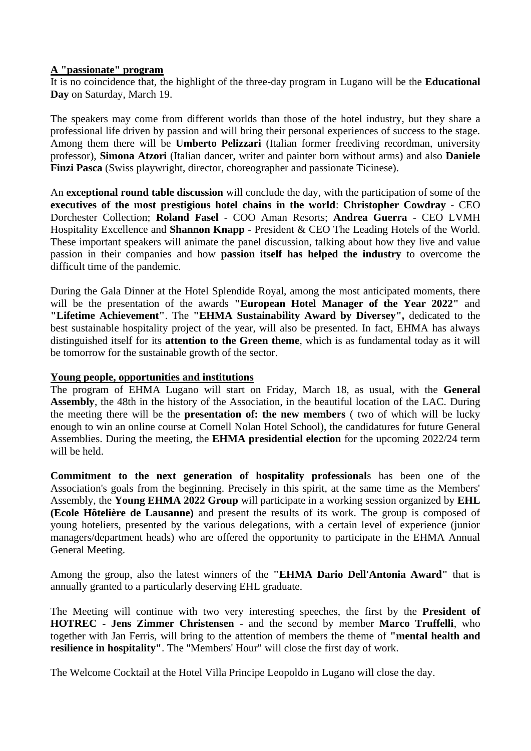**A "passionate" program**

It is no coincidence that, the highlight of the three-day program in Lugano will be the **Educational Day** on Saturday, March 19.

The speakers may come from different worlds than those of the hotel industry, but they share a professional life driven by passion and will bring their personal experiences of success to the stage. Among them there will be **Umberto Pelizzari** (Italian former freediving recordman, university professor), **Simona Atzori** (Italian dancer, writer and painter born without arms) and also **Daniele Finzi Pasca** (Swiss playwright, director, choreographer and passionate Ticinese).

An **exceptional round table discussion** will conclude the day, with the participation of some of the **executives of the most prestigious hotel chains in the world**: **Christopher Cowdray** - CEO Dorchester Collection; **Roland Fasel** - COO Aman Resorts; **Andrea Guerra** - CEO LVMH Hospitality Excellence and **Shannon Knapp** - President & CEO The Leading Hotels of the World. These important speakers will animate the panel discussion, talking about how they live and value passion in their companies and how **passion itself has helped the industry** to overcome the difficult time of the pandemic.

During the Gala Dinner at the Hotel Splendide Royal, among the most anticipated moments, there will be the presentation of the awards **"European Hotel Manager of the Year 2022"** and **"Lifetime Achievement"**. The **"EHMA Sustainability Award by Diversey",** dedicated to the best sustainable hospitality project of the year, will also be presented. In fact, EHMA has always distinguished itself for its **attention to the Green theme**, which is as fundamental today as it will be tomorrow for the sustainable growth of the sector.

**Young people, opportunities and institutions**

The program of EHMA Lugano will start on Friday, March 18, as usual, with the **General Assembly**, the 48th in the history of the Association, in the beautiful location of the LAC. During the meeting there will be the **presentation of: the new members** ( two of which will be lucky enough to win an online course at Cornell Nolan Hotel School), the candidatures for future General Assemblies. During the meeting, the **EHMA presidential election** for the upcoming 2022/24 term will be held.

**Commitment to the next generation of hospitality professional**s has been one of the Association's goals from the beginning. Precisely in this spirit, at the same time as the Members' Assembly, the **Young EHMA 2022 Group** will participate in a working session organized by **EHL (Ecole Hôtelière de Lausanne)** and present the results of its work. The group is composed of young hoteliers, presented by the various delegations, with a certain level of experience (junior managers/department heads) who are offered the opportunity to participate in the EHMA Annual General Meeting.

Among the group, also the latest winners of the **"EHMA Dario Dell'Antonia Award"** that is annually granted to a particularly deserving EHL graduate.

The Meeting will continue with two very interesting speeches, the first by the **President of HOTREC - Jens Zimmer Christensen** - and the second by member **Marco Truffelli**, who together with Jan Ferris, will bring to the attention of members the theme of **"mental health and resilience in hospitality"**. The "Members' Hour" will close the first day of work.

The Welcome Cocktail at the Hotel Villa Principe Leopoldo in Lugano will close the day.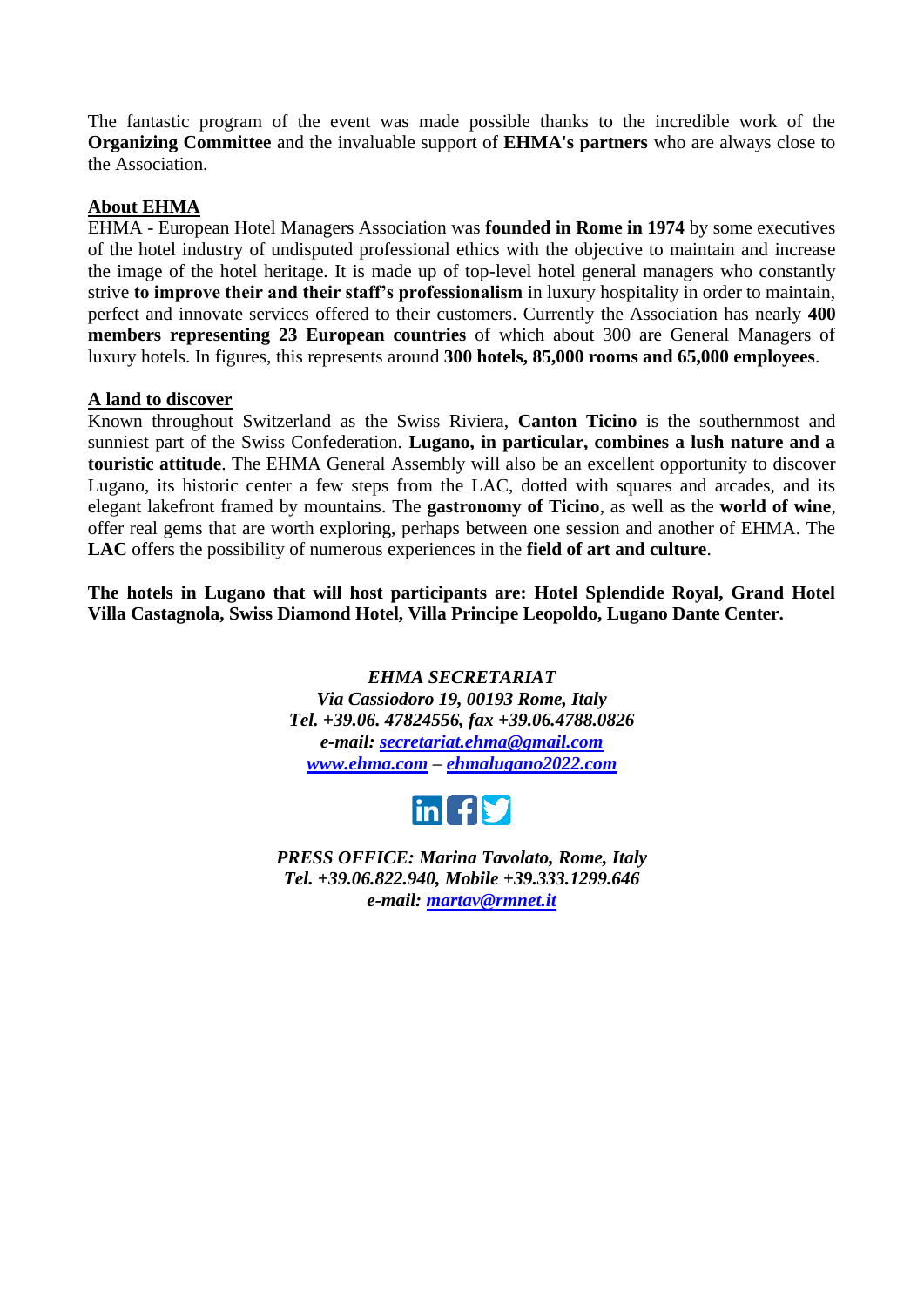The fantastic program of the event was made possible thanks to the incredible work of the **Organizing Committee** and the invaluable support of **EHMA's partners** who are always close to the Association.

## About EHMA

EHMA - European Hotel Managers Association was **founded in Rome in 1974** by some executives of the hotel industry of undisputed professional ethics with the objective to maintain and increase the image of the hotel heritage. It is made up of top-level hotel general managers who constantly strive **to improve their and their staff's professionalism** in luxury hospitality in order to maintain, perfect and innovate services offered to their customers. Currently the Association has nearly **400 members representing 23 European countries** of which about 300 are General Managers of luxury hotels. In figures, this represents around **300 hotels, 85,000 rooms and 65,000 employees**.

## A land to discover

Known throughout Switzerland as the Swiss Riviera, **Canton Ticino** is the southernmost and sunniest part of the Swiss Confederation. **Lugano, in particular, combines a lush nature and a touristic attitude**. The EHMA General Assembly will also be an excellent opportunity to discover Lugano, its historic center a few steps from the LAC, dotted with squares and arcades, and its elegant lakefront framed by mountains. The **gastronomy of Ticino**, as well as the **world of wine**, offer real gems that are worth exploring, perhaps between one session and another of EHMA. The **LAC** offers the possibility of numerous experiences in the **field of art and culture**.

**The hotels in Lugano that will host participants are: Hotel Splendide Royal, Grand Hotel Villa Castagnola, Swiss Diamond Hotel, Villa Principe Leopoldo, Lugano Dante Center.**

***EHMA SECRETARIAT***
***Via Cassiodoro 19, 00193 Rome, Italy***
***Tel. +39.06. 47824556, fax +39.06.4788.0826***
***e-mail: secretariat.ehma@gmail.com***
***www.ehma.com – ehmalugano2022.com***

***PRESS OFFICE: Marina Tavolato, Rome, Italy***
***Tel. +39.06.822.940, Mobile +39.333.1299.646***
***e-mail: martav@rmnet.it***